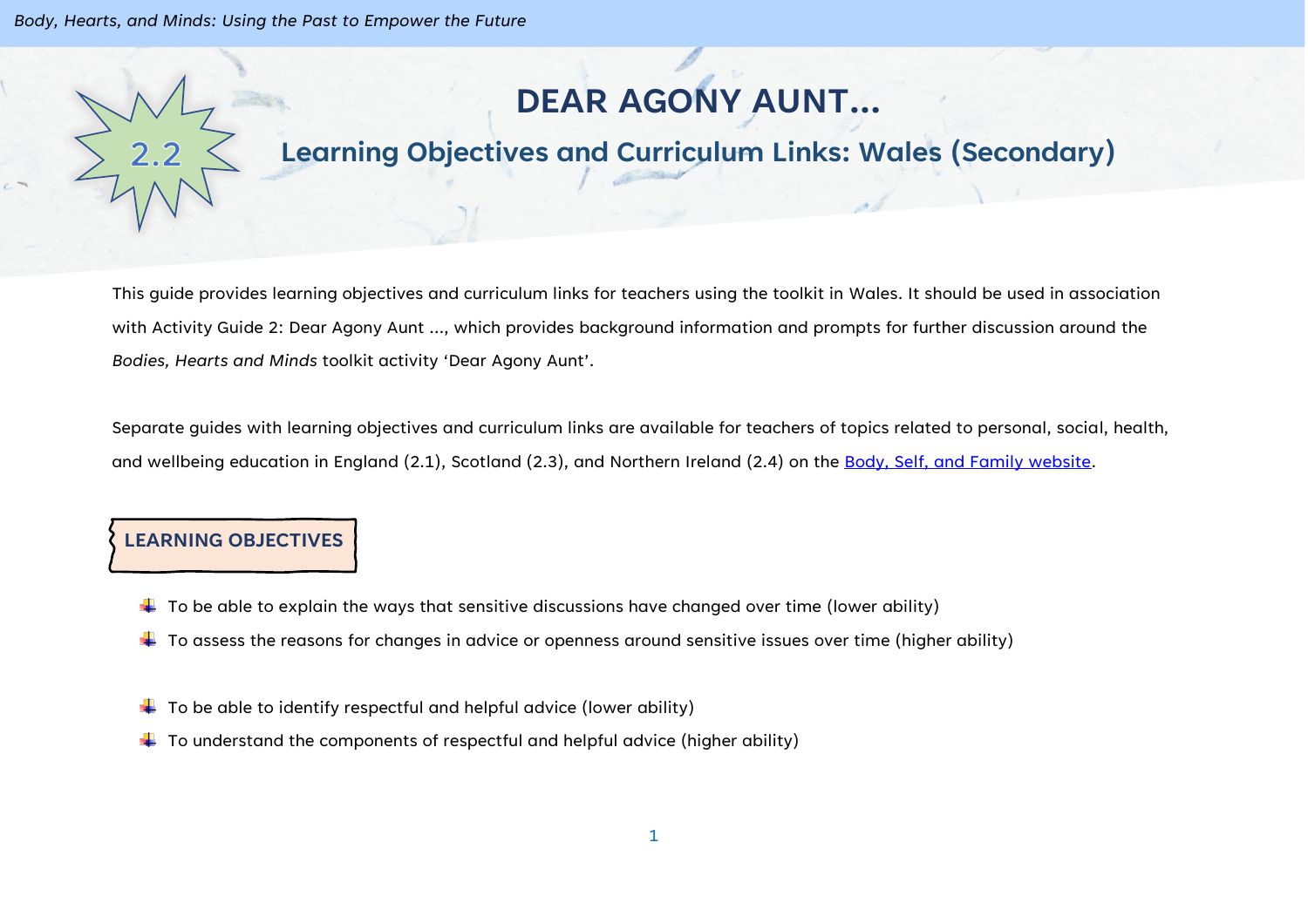# DEAR AGONY AUNT...

2.2

## Learning Objectives and Curriculum Links: Wales (Secondary)

This guide provides learning objectives and curriculum links for teachers using the toolkit in Wales. It should be used in association with Activity Guide 2: Dear Agony Aunt ..., which provides background information and prompts for further discussion around the *Bodies, Hearts and Minds* toolkit activity 'Dear Agony Aunt'.

Separate guides with learning objectives and curriculum links are available for teachers of topics related to personal, social, health, and wellbeing education in England (2.1), Scotland (2.3), and Northern Ireland (2.4) on the [Body, Self, and Family website](Body, Self, and Family website).

### LEARNING OBJECTIVES

- To be able to explain the ways that sensitive discussions have changed over time (lower ability)
- To assess the reasons for changes in advice or openness around sensitive issues over time (higher ability)

- To be able to identify respectful and helpful advice (lower ability)
- To understand the components of respectful and helpful advice (higher ability)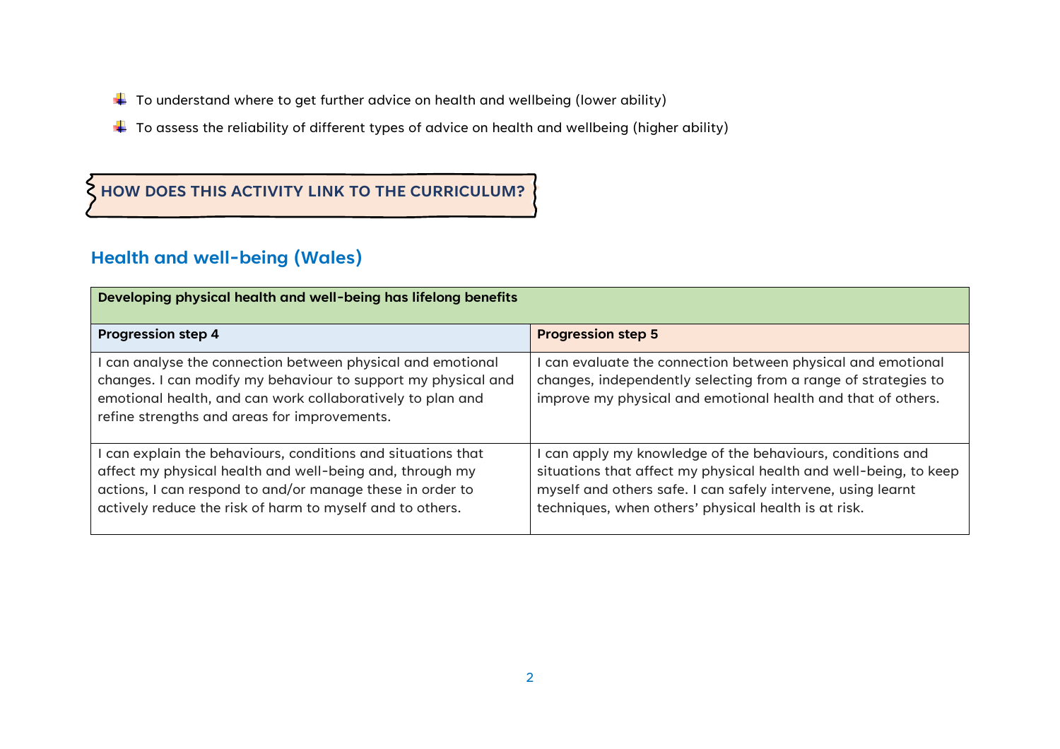- To understand where to get further advice on health and wellbeing (lower ability)
- To assess the reliability of different types of advice on health and wellbeing (higher ability)

## HOW DOES THIS ACTIVITY LINK TO THE CURRICULUM?

### Health and well-being (Wales)

| **Developing physical health and well-being has lifelong benefits** | |
|---|---|
| **Progression step 4** | **Progression step 5** |
| I can analyse the connection between physical and emotional changes. I can modify my behaviour to support my physical and emotional health, and can work collaboratively to plan and refine strengths and areas for improvements. | I can evaluate the connection between physical and emotional changes, independently selecting from a range of strategies to improve my physical and emotional health and that of others. |
| I can explain the behaviours, conditions and situations that affect my physical health and well-being and, through my actions, I can respond to and/or manage these in order to actively reduce the risk of harm to myself and to others. | I can apply my knowledge of the behaviours, conditions and situations that affect my physical health and well-being, to keep myself and others safe. I can safely intervene, using learnt techniques, when others' physical health is at risk. |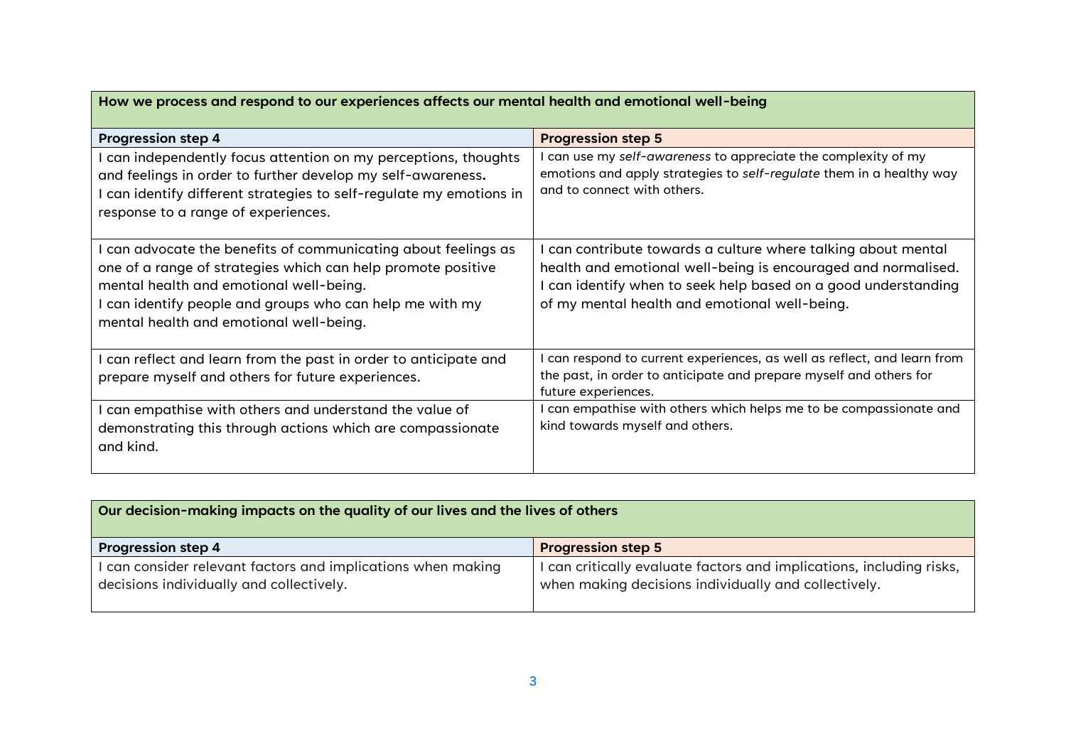| How we process and respond to our experiences affects our mental health and emotional well-being | |
|---|---|
| **Progression step 4** | **Progression step 5** |
| I can independently focus attention on my perceptions, thoughts and feelings in order to further develop my self-awareness. I can identify different strategies to self-regulate my emotions in response to a range of experiences. | I can use my *self-awareness* to appreciate the complexity of my emotions and apply strategies to *self-regulate* them in a healthy way and to connect with others. |
| I can advocate the benefits of communicating about feelings as one of a range of strategies which can help promote positive mental health and emotional well-being. I can identify people and groups who can help me with my mental health and emotional well-being. | I can contribute towards a culture where talking about mental health and emotional well-being is encouraged and normalised. I can identify when to seek help based on a good understanding of my mental health and emotional well-being. |
| I can reflect and learn from the past in order to anticipate and prepare myself and others for future experiences. | I can respond to current experiences, as well as reflect, and learn from the past, in order to anticipate and prepare myself and others for future experiences. |
| I can empathise with others and understand the value of demonstrating this through actions which are compassionate and kind. | I can empathise with others which helps me to be compassionate and kind towards myself and others. |

| Our decision-making impacts on the quality of our lives and the lives of others | |
|---|---|
| **Progression step 4** | **Progression step 5** |
| I can consider relevant factors and implications when making decisions individually and collectively. | I can critically evaluate factors and implications, including risks, when making decisions individually and collectively. |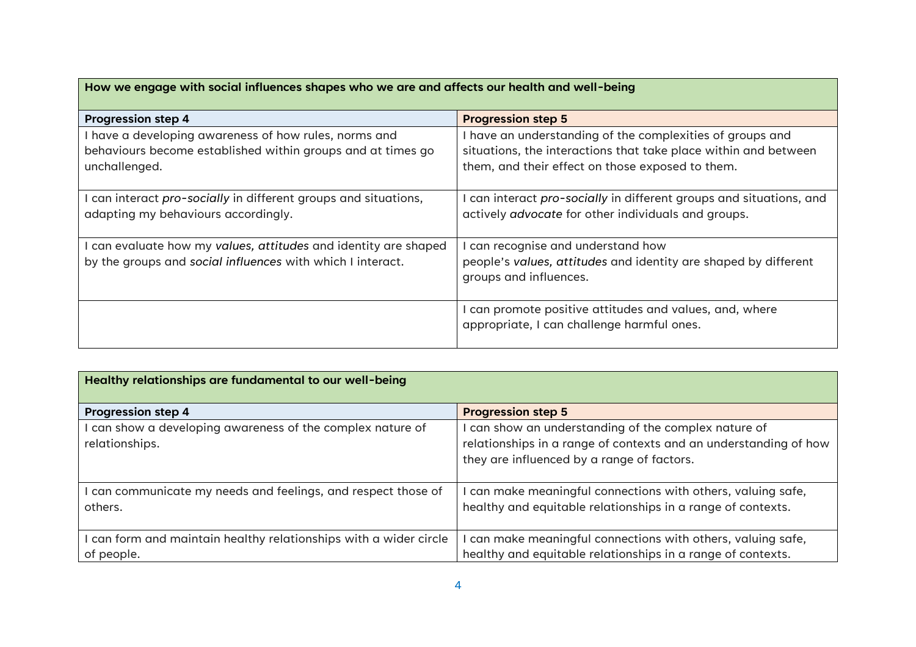| How we engage with social influences shapes who we are and affects our health and well-being | |
|---|---|
| **Progression step 4** | **Progression step 5** |
| I have a developing awareness of how rules, norms and behaviours become established within groups and at times go unchallenged. | I have an understanding of the complexities of groups and situations, the interactions that take place within and between them, and their effect on those exposed to them. |
| I can interact *pro-socially* in different groups and situations, adapting my behaviours accordingly. | I can interact *pro-socially* in different groups and situations, and actively *advocate* for other individuals and groups. |
| I can evaluate how my *values, attitudes* and identity are shaped by the groups and *social influences* with which I interact. | I can recognise and understand how people's *values, attitudes* and identity are shaped by different groups and influences. |
| | I can promote positive attitudes and values, and, where appropriate, I can challenge harmful ones. |

| Healthy relationships are fundamental to our well-being | |
|---|---|
| **Progression step 4** | **Progression step 5** |
| I can show a developing awareness of the complex nature of relationships. | I can show an understanding of the complex nature of relationships in a range of contexts and an understanding of how they are influenced by a range of factors. |
| I can communicate my needs and feelings, and respect those of others. | I can make meaningful connections with others, valuing safe, healthy and equitable relationships in a range of contexts. |
| I can form and maintain healthy relationships with a wider circle of people. | I can make meaningful connections with others, valuing safe, healthy and equitable relationships in a range of contexts. |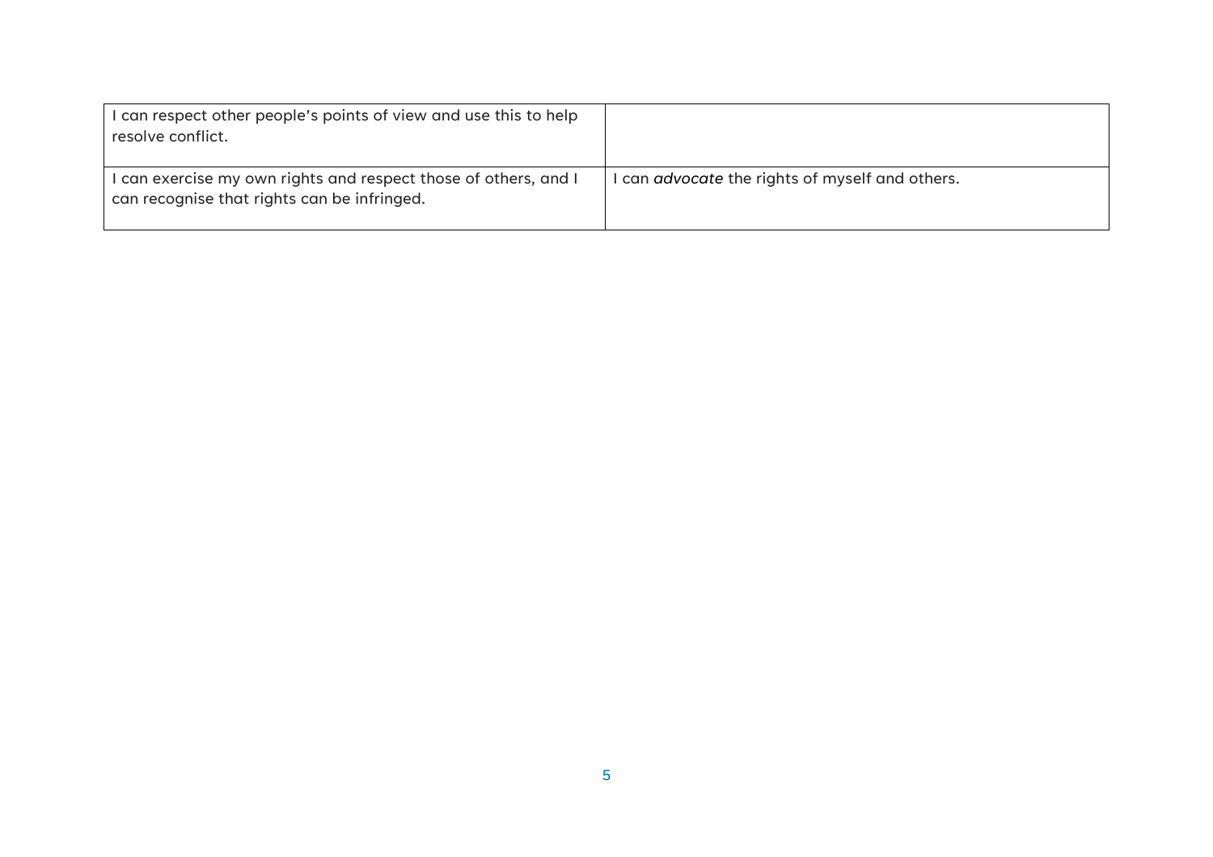| | |
|---|---|
| I can respect other people's points of view and use this to help resolve conflict. | |
| I can exercise my own rights and respect those of others, and I can recognise that rights can be infringed. | I can *advocate* the rights of myself and others. |